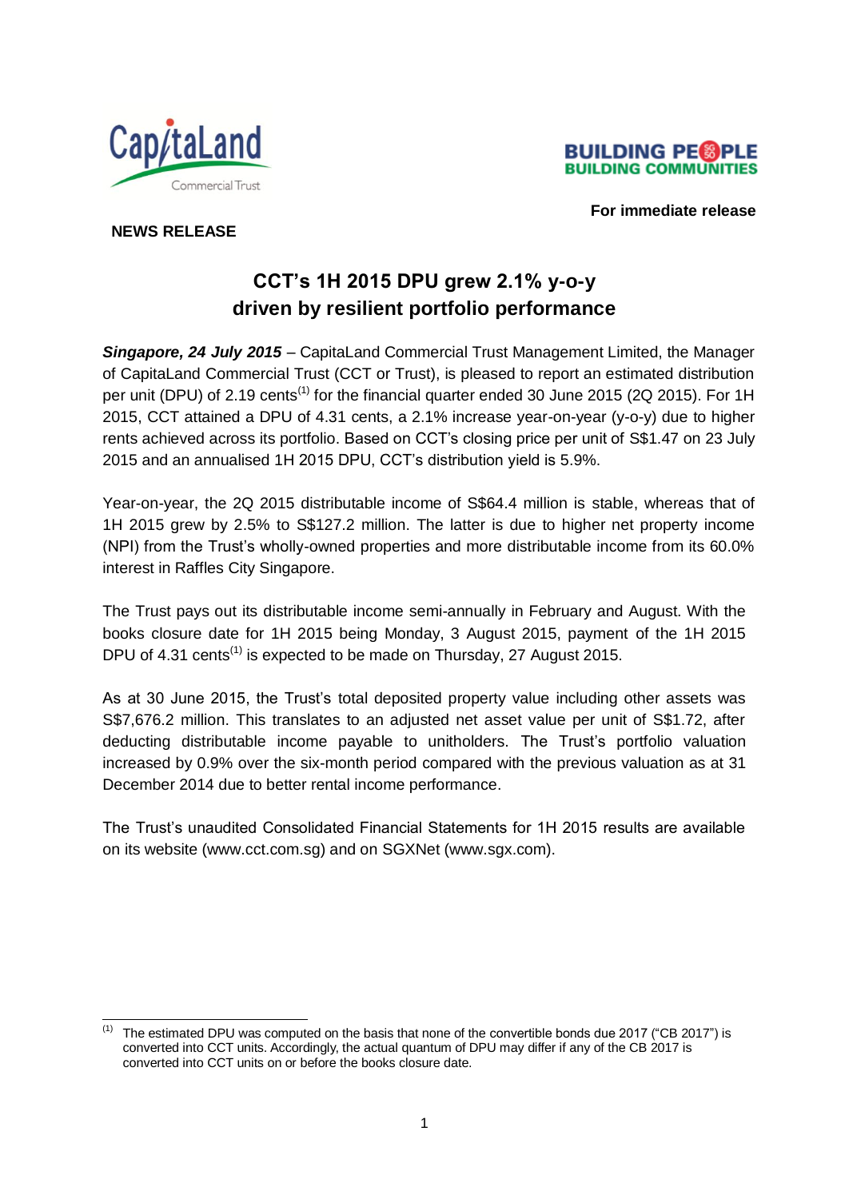**For immediate release**

**NEWS RELEASE**

# CCT's 1H 2015 DPU grew 2.1% y-o-y driven by resilient portfolio performance

***Singapore, 24 July 2015*** – CapitaLand Commercial Trust Management Limited, the Manager of CapitaLand Commercial Trust (CCT or Trust), is pleased to report an estimated distribution per unit (DPU) of 2.19 cents[(1)] for the financial quarter ended 30 June 2015 (2Q 2015). For 1H 2015, CCT attained a DPU of 4.31 cents, a 2.1% increase year-on-year (y-o-y) due to higher rents achieved across its portfolio. Based on CCT's closing price per unit of S$1.47 on 23 July 2015 and an annualised 1H 2015 DPU, CCT's distribution yield is 5.9%.

Year-on-year, the 2Q 2015 distributable income of S$64.4 million is stable, whereas that of 1H 2015 grew by 2.5% to S$127.2 million. The latter is due to higher net property income (NPI) from the Trust's wholly-owned properties and more distributable income from its 60.0% interest in Raffles City Singapore.

The Trust pays out its distributable income semi-annually in February and August. With the books closure date for 1H 2015 being Monday, 3 August 2015, payment of the 1H 2015 DPU of 4.31 cents[(1)] is expected to be made on Thursday, 27 August 2015.

As at 30 June 2015, the Trust's total deposited property value including other assets was S$7,676.2 million. This translates to an adjusted net asset value per unit of S$1.72, after deducting distributable income payable to unitholders. The Trust's portfolio valuation increased by 0.9% over the six-month period compared with the previous valuation as at 31 December 2014 due to better rental income performance.

The Trust's unaudited Consolidated Financial Statements for 1H 2015 results are available on its website (www.cct.com.sg) and on SGXNet (www.sgx.com).

---

[(1)] The estimated DPU was computed on the basis that none of the convertible bonds due 2017 ("CB 2017") is converted into CCT units. Accordingly, the actual quantum of DPU may differ if any of the CB 2017 is converted into CCT units on or before the books closure date.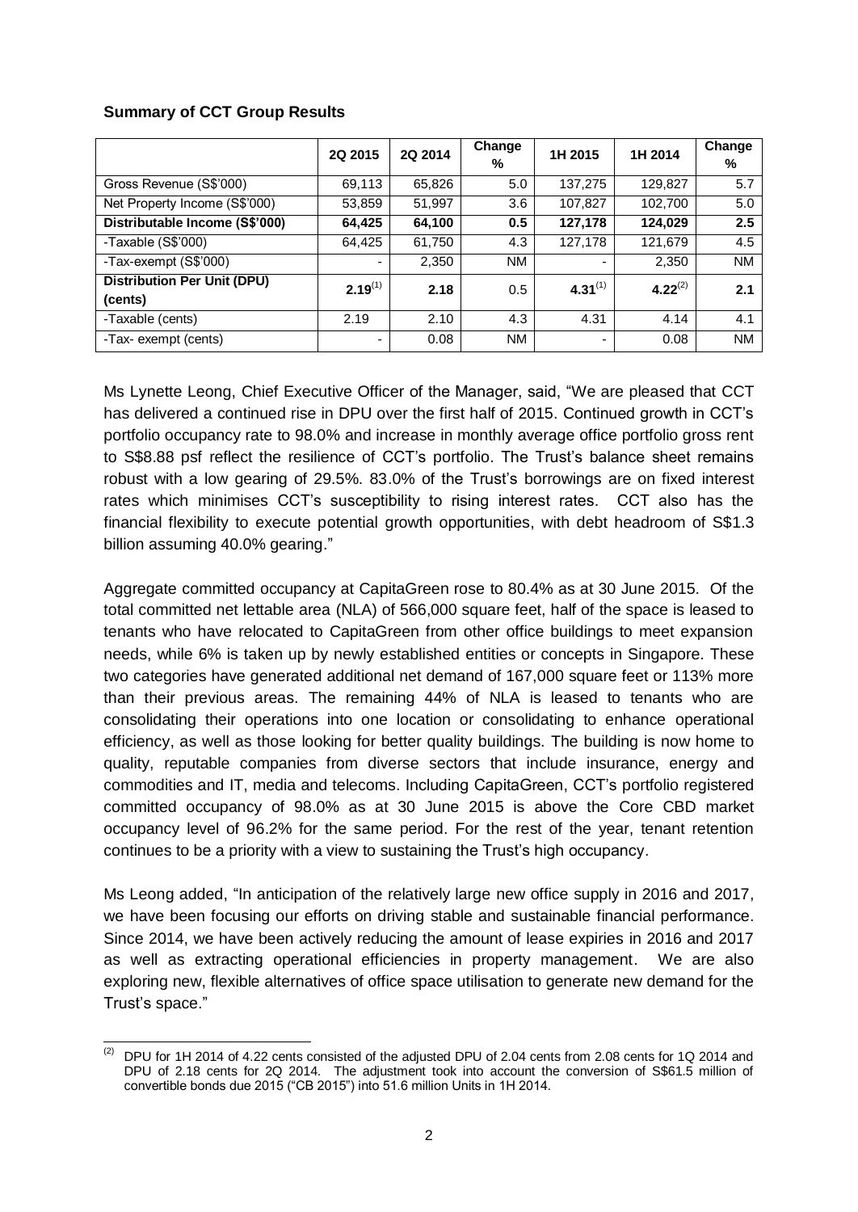**Summary of CCT Group Results**

| | 2Q 2015 | 2Q 2014 | Change % | 1H 2015 | 1H 2014 | Change % |
|---|---|---|---|---|---|---|
| Gross Revenue (S$'000) | 69,113 | 65,826 | 5.0 | 137,275 | 129,827 | 5.7 |
| Net Property Income (S$'000) | 53,859 | 51,997 | 3.6 | 107,827 | 102,700 | 5.0 |
| **Distributable Income (S$'000)** | **64,425** | **64,100** | **0.5** | **127,178** | **124,029** | **2.5** |
| -Taxable (S$'000) | 64,425 | 61,750 | 4.3 | 127,178 | 121,679 | 4.5 |
| -Tax-exempt (S$'000) | - | 2,350 | NM | - | 2,350 | NM |
| **Distribution Per Unit (DPU) (cents)** | **2.19**[(1)] | **2.18** | 0.5 | **4.31**[(1)] | **4.22**[(2)] | **2.1** |
| -Taxable (cents) | 2.19 | 2.10 | 4.3 | 4.31 | 4.14 | 4.1 |
| -Tax- exempt (cents) | - | 0.08 | NM | - | 0.08 | NM |

Ms Lynette Leong, Chief Executive Officer of the Manager, said, "We are pleased that CCT has delivered a continued rise in DPU over the first half of 2015. Continued growth in CCT's portfolio occupancy rate to 98.0% and increase in monthly average office portfolio gross rent to S$8.88 psf reflect the resilience of CCT's portfolio. The Trust's balance sheet remains robust with a low gearing of 29.5%. 83.0% of the Trust's borrowings are on fixed interest rates which minimises CCT's susceptibility to rising interest rates. CCT also has the financial flexibility to execute potential growth opportunities, with debt headroom of S$1.3 billion assuming 40.0% gearing."

Aggregate committed occupancy at CapitaGreen rose to 80.4% as at 30 June 2015. Of the total committed net lettable area (NLA) of 566,000 square feet, half of the space is leased to tenants who have relocated to CapitaGreen from other office buildings to meet expansion needs, while 6% is taken up by newly established entities or concepts in Singapore. These two categories have generated additional net demand of 167,000 square feet or 113% more than their previous areas. The remaining 44% of NLA is leased to tenants who are consolidating their operations into one location or consolidating to enhance operational efficiency, as well as those looking for better quality buildings. The building is now home to quality, reputable companies from diverse sectors that include insurance, energy and commodities and IT, media and telecoms. Including CapitaGreen, CCT's portfolio registered committed occupancy of 98.0% as at 30 June 2015 is above the Core CBD market occupancy level of 96.2% for the same period. For the rest of the year, tenant retention continues to be a priority with a view to sustaining the Trust's high occupancy.

Ms Leong added, "In anticipation of the relatively large new office supply in 2016 and 2017, we have been focusing our efforts on driving stable and sustainable financial performance. Since 2014, we have been actively reducing the amount of lease expiries in 2016 and 2017 as well as extracting operational efficiencies in property management. We are also exploring new, flexible alternatives of office space utilisation to generate new demand for the Trust's space."

---

(2) DPU for 1H 2014 of 4.22 cents consisted of the adjusted DPU of 2.04 cents from 2.08 cents for 1Q 2014 and DPU of 2.18 cents for 2Q 2014. The adjustment took into account the conversion of S$61.5 million of convertible bonds due 2015 ("CB 2015") into 51.6 million Units in 1H 2014.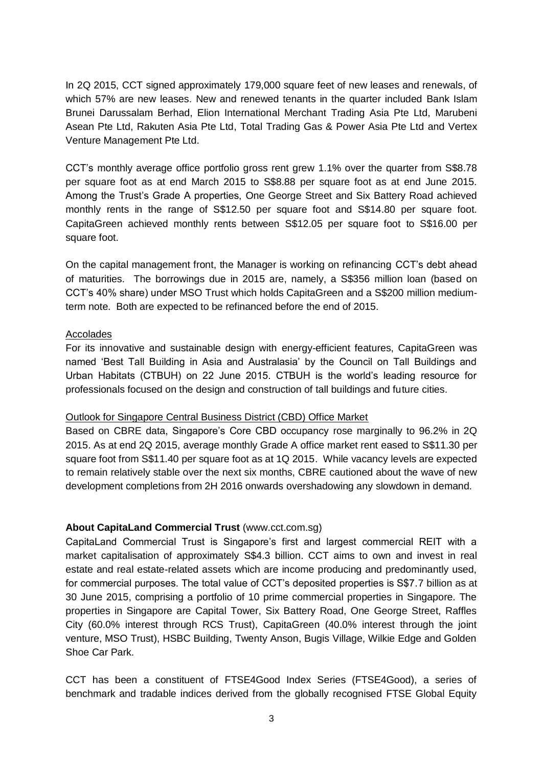In 2Q 2015, CCT signed approximately 179,000 square feet of new leases and renewals, of which 57% are new leases. New and renewed tenants in the quarter included Bank Islam Brunei Darussalam Berhad, Elion International Merchant Trading Asia Pte Ltd, Marubeni Asean Pte Ltd, Rakuten Asia Pte Ltd, Total Trading Gas & Power Asia Pte Ltd and Vertex Venture Management Pte Ltd.

CCT's monthly average office portfolio gross rent grew 1.1% over the quarter from S$8.78 per square foot as at end March 2015 to S$8.88 per square foot as at end June 2015. Among the Trust's Grade A properties, One George Street and Six Battery Road achieved monthly rents in the range of S$12.50 per square foot and S$14.80 per square foot. CapitaGreen achieved monthly rents between S$12.05 per square foot to S$16.00 per square foot.

On the capital management front, the Manager is working on refinancing CCT's debt ahead of maturities. The borrowings due in 2015 are, namely, a S$356 million loan (based on CCT's 40% share) under MSO Trust which holds CapitaGreen and a S$200 million medium-term note. Both are expected to be refinanced before the end of 2015.

<u>Accolades</u>

For its innovative and sustainable design with energy-efficient features, CapitaGreen was named 'Best Tall Building in Asia and Australasia' by the Council on Tall Buildings and Urban Habitats (CTBUH) on 22 June 2015. CTBUH is the world's leading resource for professionals focused on the design and construction of tall buildings and future cities.

<u>Outlook for Singapore Central Business District (CBD) Office Market</u>

Based on CBRE data, Singapore's Core CBD occupancy rose marginally to 96.2% in 2Q 2015. As at end 2Q 2015, average monthly Grade A office market rent eased to S$11.30 per square foot from S$11.40 per square foot as at 1Q 2015. While vacancy levels are expected to remain relatively stable over the next six months, CBRE cautioned about the wave of new development completions from 2H 2016 onwards overshadowing any slowdown in demand.

**About CapitaLand Commercial Trust** (www.cct.com.sg)

CapitaLand Commercial Trust is Singapore's first and largest commercial REIT with a market capitalisation of approximately S$4.3 billion. CCT aims to own and invest in real estate and real estate-related assets which are income producing and predominantly used, for commercial purposes. The total value of CCT's deposited properties is S$7.7 billion as at 30 June 2015, comprising a portfolio of 10 prime commercial properties in Singapore. The properties in Singapore are Capital Tower, Six Battery Road, One George Street, Raffles City (60.0% interest through RCS Trust), CapitaGreen (40.0% interest through the joint venture, MSO Trust), HSBC Building, Twenty Anson, Bugis Village, Wilkie Edge and Golden Shoe Car Park.

CCT has been a constituent of FTSE4Good Index Series (FTSE4Good), a series of benchmark and tradable indices derived from the globally recognised FTSE Global Equity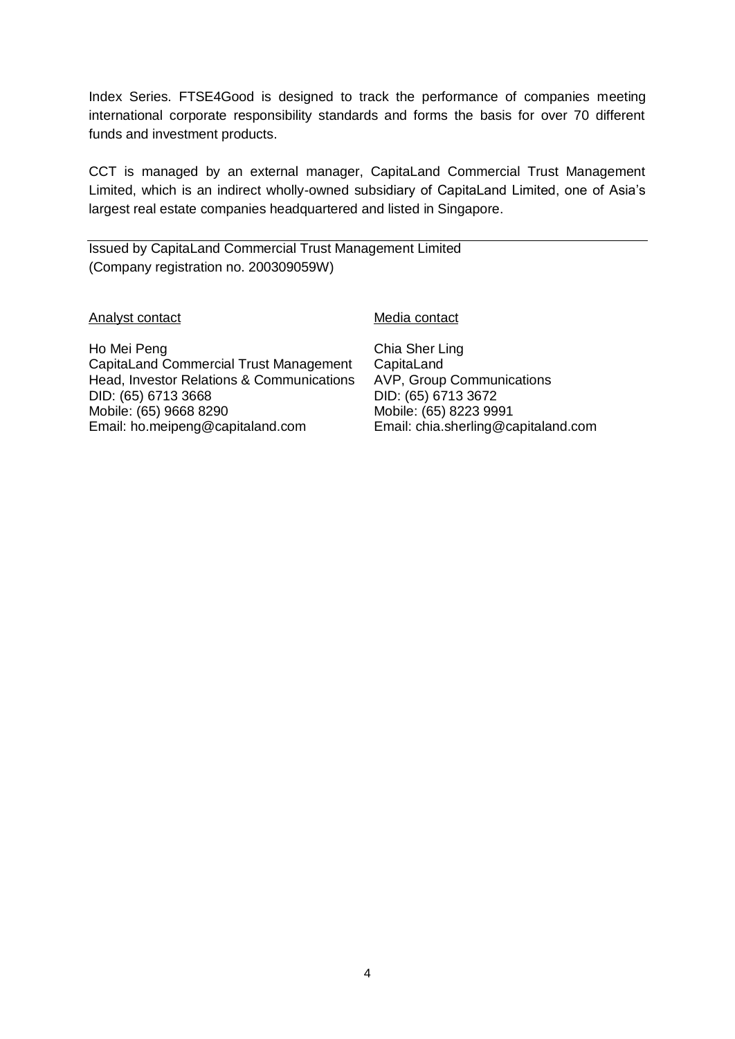Index Series. FTSE4Good is designed to track the performance of companies meeting international corporate responsibility standards and forms the basis for over 70 different funds and investment products.

CCT is managed by an external manager, CapitaLand Commercial Trust Management Limited, which is an indirect wholly-owned subsidiary of CapitaLand Limited, one of Asia's largest real estate companies headquartered and listed in Singapore.

---

Issued by CapitaLand Commercial Trust Management Limited
(Company registration no. 200309059W)

<u>Analyst contact</u>

Ho Mei Peng
CapitaLand Commercial Trust Management
Head, Investor Relations & Communications
DID: (65) 6713 3668
Mobile: (65) 9668 8290
Email: ho.meipeng@capitaland.com

<u>Media contact</u>

Chia Sher Ling
CapitaLand
AVP, Group Communications
DID: (65) 6713 3672
Mobile: (65) 8223 9991
Email: chia.sherling@capitaland.com